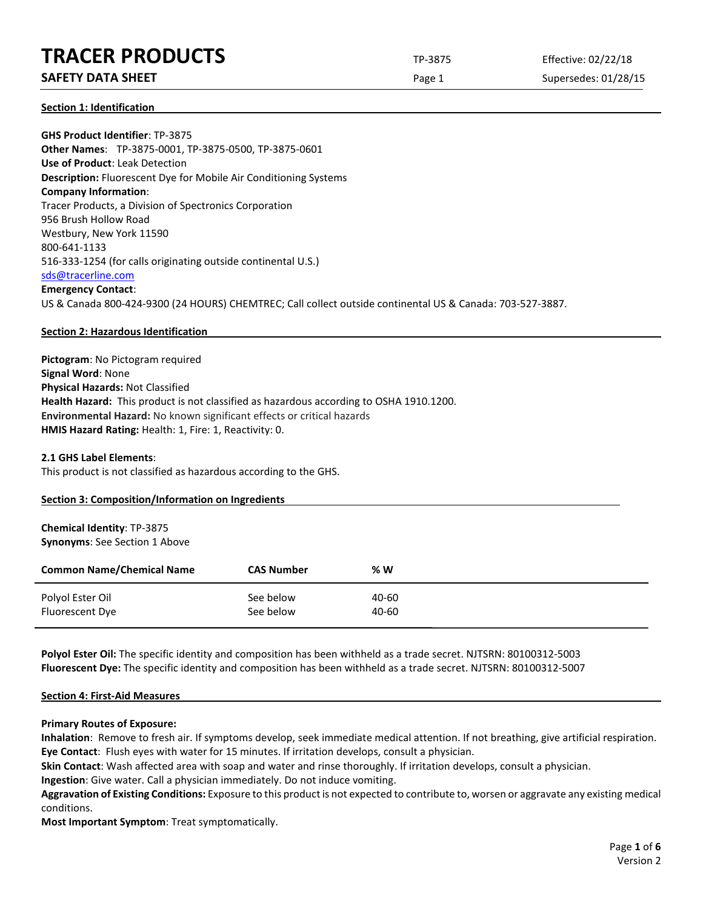# TRACER PRODUCTS

## SAFETY DATA SHEET

TP-3875 | Effective: 02/22/18 | Supersedes: 01/28/15

### Section 1: Identification

**GHS Product Identifier**: TP-3875
**Other Names**: TP-3875-0001, TP-3875-0500, TP-3875-0601
**Use of Product**: Leak Detection
**Description:** Fluorescent Dye for Mobile Air Conditioning Systems
**Company Information**:
Tracer Products, a Division of Spectronics Corporation
956 Brush Hollow Road
Westbury, New York 11590
800-641-1133
516-333-1254 (for calls originating outside continental U.S.)
sds@tracerline.com
**Emergency Contact**:
US & Canada 800-424-9300 (24 HOURS) CHEMTREC; Call collect outside continental US & Canada: 703-527-3887.

### Section 2: Hazardous Identification

**Pictogram**: No Pictogram required
**Signal Word**: None
**Physical Hazards:** Not Classified
**Health Hazard:** This product is not classified as hazardous according to OSHA 1910.1200.
**Environmental Hazard:** No known significant effects or critical hazards
**HMIS Hazard Rating:** Health: 1, Fire: 1, Reactivity: 0.

**2.1 GHS Label Elements**:
This product is not classified as hazardous according to the GHS.

### Section 3: Composition/Information on Ingredients

**Chemical Identity**: TP-3875
**Synonyms**: See Section 1 Above

| Common Name/Chemical Name | CAS Number | % W |
|---|---|---|
| Polyol Ester Oil | See below | 40-60 |
| Fluorescent Dye | See below | 40-60 |

**Polyol Ester Oil:** The specific identity and composition has been withheld as a trade secret. NJTSRN: 80100312-5003
**Fluorescent Dye:** The specific identity and composition has been withheld as a trade secret. NJTSRN: 80100312-5007

### Section 4: First-Aid Measures

**Primary Routes of Exposure:**
**Inhalation**: Remove to fresh air. If symptoms develop, seek immediate medical attention. If not breathing, give artificial respiration.
**Eye Contact**: Flush eyes with water for 15 minutes. If irritation develops, consult a physician.
**Skin Contact**: Wash affected area with soap and water and rinse thoroughly. If irritation develops, consult a physician.
**Ingestion**: Give water. Call a physician immediately. Do not induce vomiting.
**Aggravation of Existing Conditions:** Exposure to this product is not expected to contribute to, worsen or aggravate any existing medical conditions.
**Most Important Symptom**: Treat symptomatically.

Version 2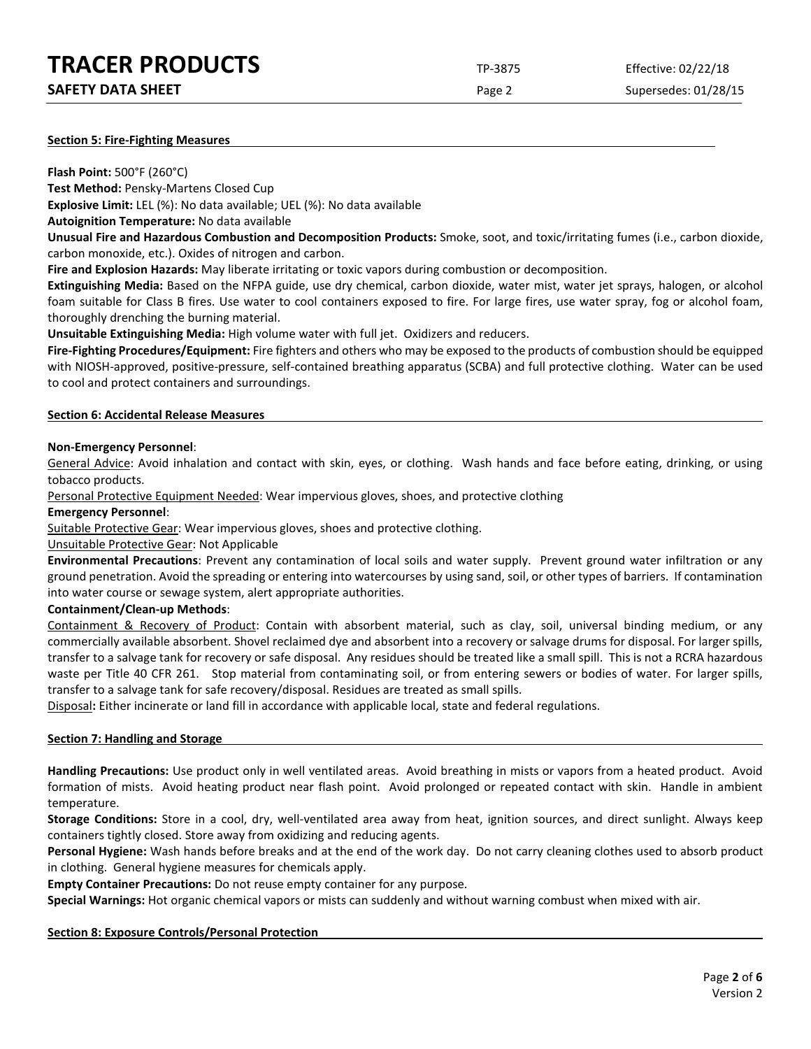## Section 5: Fire-Fighting Measures

**Flash Point:** 500°F (260°C)

**Test Method:** Pensky-Martens Closed Cup

**Explosive Limit:** LEL (%): No data available; UEL (%): No data available

**Autoignition Temperature:** No data available

**Unusual Fire and Hazardous Combustion and Decomposition Products:** Smoke, soot, and toxic/irritating fumes (i.e., carbon dioxide, carbon monoxide, etc.). Oxides of nitrogen and carbon.

**Fire and Explosion Hazards:** May liberate irritating or toxic vapors during combustion or decomposition.

**Extinguishing Media:** Based on the NFPA guide, use dry chemical, carbon dioxide, water mist, water jet sprays, halogen, or alcohol foam suitable for Class B fires. Use water to cool containers exposed to fire. For large fires, use water spray, fog or alcohol foam, thoroughly drenching the burning material.

**Unsuitable Extinguishing Media:** High volume water with full jet. Oxidizers and reducers.

**Fire-Fighting Procedures/Equipment:** Fire fighters and others who may be exposed to the products of combustion should be equipped with NIOSH-approved, positive-pressure, self-contained breathing apparatus (SCBA) and full protective clothing. Water can be used to cool and protect containers and surroundings.

## Section 6: Accidental Release Measures

**Non-Emergency Personnel**:

General Advice: Avoid inhalation and contact with skin, eyes, or clothing. Wash hands and face before eating, drinking, or using tobacco products.

Personal Protective Equipment Needed: Wear impervious gloves, shoes, and protective clothing

**Emergency Personnel**:

Suitable Protective Gear: Wear impervious gloves, shoes and protective clothing.

Unsuitable Protective Gear: Not Applicable

**Environmental Precautions**: Prevent any contamination of local soils and water supply. Prevent ground water infiltration or any ground penetration. Avoid the spreading or entering into watercourses by using sand, soil, or other types of barriers. If contamination into water course or sewage system, alert appropriate authorities.

**Containment/Clean-up Methods**:

Containment & Recovery of Product: Contain with absorbent material, such as clay, soil, universal binding medium, or any commercially available absorbent. Shovel reclaimed dye and absorbent into a recovery or salvage drums for disposal. For larger spills, transfer to a salvage tank for recovery or safe disposal. Any residues should be treated like a small spill. This is not a RCRA hazardous waste per Title 40 CFR 261. Stop material from contaminating soil, or from entering sewers or bodies of water. For larger spills, transfer to a salvage tank for safe recovery/disposal. Residues are treated as small spills.

Disposal**:** Either incinerate or land fill in accordance with applicable local, state and federal regulations.

## Section 7: Handling and Storage

**Handling Precautions:** Use product only in well ventilated areas. Avoid breathing in mists or vapors from a heated product. Avoid formation of mists. Avoid heating product near flash point. Avoid prolonged or repeated contact with skin. Handle in ambient temperature.

**Storage Conditions:** Store in a cool, dry, well-ventilated area away from heat, ignition sources, and direct sunlight. Always keep containers tightly closed. Store away from oxidizing and reducing agents.

**Personal Hygiene:** Wash hands before breaks and at the end of the work day. Do not carry cleaning clothes used to absorb product in clothing. General hygiene measures for chemicals apply.

**Empty Container Precautions:** Do not reuse empty container for any purpose.

**Special Warnings:** Hot organic chemical vapors or mists can suddenly and without warning combust when mixed with air.

## Section 8: Exposure Controls/Personal Protection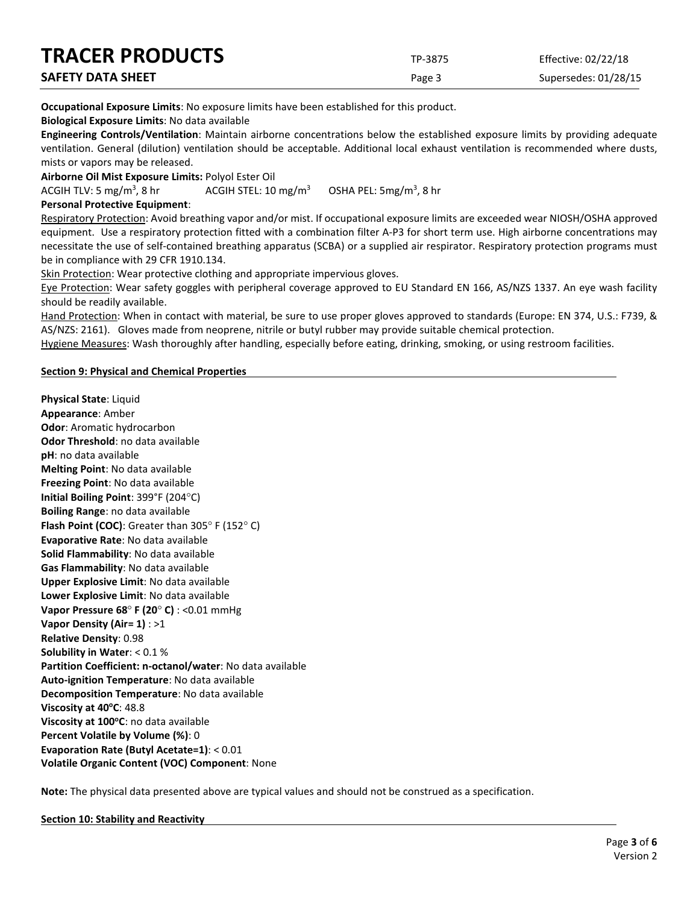**Occupational Exposure Limits**: No exposure limits have been established for this product.

**Biological Exposure Limits**: No data available

**Engineering Controls/Ventilation**: Maintain airborne concentrations below the established exposure limits by providing adequate ventilation. General (dilution) ventilation should be acceptable. Additional local exhaust ventilation is recommended where dusts, mists or vapors may be released.

**Airborne Oil Mist Exposure Limits:** Polyol Ester Oil

ACGIH TLV: 5 mg/m$^3$, 8 hr ACGIH STEL: 10 mg/m$^3$ OSHA PEL: 5mg/m$^3$, 8 hr

**Personal Protective Equipment**:

Respiratory Protection: Avoid breathing vapor and/or mist. If occupational exposure limits are exceeded wear NIOSH/OSHA approved equipment. Use a respiratory protection fitted with a combination filter A-P3 for short term use. High airborne concentrations may necessitate the use of self-contained breathing apparatus (SCBA) or a supplied air respirator. Respiratory protection programs must be in compliance with 29 CFR 1910.134.

Skin Protection: Wear protective clothing and appropriate impervious gloves.

Eye Protection: Wear safety goggles with peripheral coverage approved to EU Standard EN 166, AS/NZS 1337. An eye wash facility should be readily available.

Hand Protection: When in contact with material, be sure to use proper gloves approved to standards (Europe: EN 374, U.S.: F739, & AS/NZS: 2161). Gloves made from neoprene, nitrile or butyl rubber may provide suitable chemical protection.

Hygiene Measures: Wash thoroughly after handling, especially before eating, drinking, smoking, or using restroom facilities.

## Section 9: Physical and Chemical Properties

**Physical State**: Liquid
**Appearance**: Amber
**Odor**: Aromatic hydrocarbon
**Odor Threshold**: no data available
**pH**: no data available
**Melting Point**: No data available
**Freezing Point**: No data available
**Initial Boiling Point**: 399°F (204°C)
**Boiling Range**: no data available
**Flash Point (COC)**: Greater than 305° F (152° C)
**Evaporative Rate**: No data available
**Solid Flammability**: No data available
**Gas Flammability**: No data available
**Upper Explosive Limit**: No data available
**Lower Explosive Limit**: No data available
**Vapor Pressure 68° F (20° C)** : <0.01 mmHg
**Vapor Density (Air= 1)** : >1
**Relative Density**: 0.98
**Solubility in Water**: < 0.1 %
**Partition Coefficient: n-octanol/water**: No data available
**Auto-ignition Temperature**: No data available
**Decomposition Temperature**: No data available
**Viscosity at 40°C**: 48.8
**Viscosity at 100°C**: no data available
**Percent Volatile by Volume (%)**: 0
**Evaporation Rate (Butyl Acetate=1)**: < 0.01
**Volatile Organic Content (VOC) Component**: None

**Note:** The physical data presented above are typical values and should not be construed as a specification.

## Section 10: Stability and Reactivity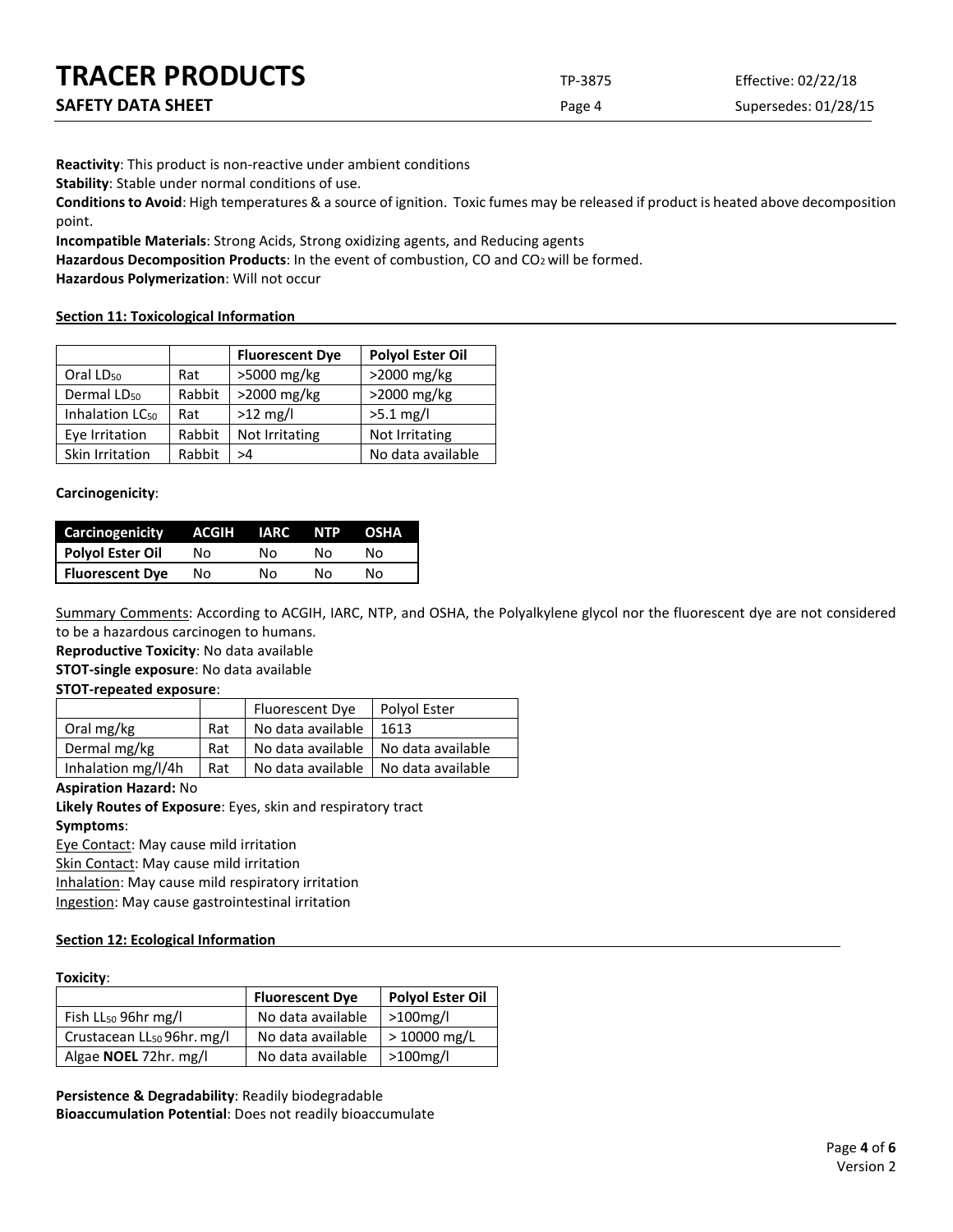**Reactivity**: This product is non-reactive under ambient conditions

**Stability**: Stable under normal conditions of use.

**Conditions to Avoid**: High temperatures & a source of ignition. Toxic fumes may be released if product is heated above decomposition point.

**Incompatible Materials**: Strong Acids, Strong oxidizing agents, and Reducing agents

**Hazardous Decomposition Products**: In the event of combustion, CO and $CO_2$ will be formed.

**Hazardous Polymerization**: Will not occur

## Section 11: Toxicological Information

| | | Fluorescent Dye | Polyol Ester Oil |
|---|---|---|---|
| Oral $LD_{50}$ | Rat | >5000 mg/kg | >2000 mg/kg |
| Dermal $LD_{50}$ | Rabbit | >2000 mg/kg | >2000 mg/kg |
| Inhalation $LC_{50}$ | Rat | >12 mg/l | >5.1 mg/l |
| Eye Irritation | Rabbit | Not Irritating | Not Irritating |
| Skin Irritation | Rabbit | >4 | No data available |

**Carcinogenicity**:

| Carcinogenicity | ACGIH | IARC | NTP | OSHA |
|---|---|---|---|---|
| **Polyol Ester Oil** | No | No | No | No |
| **Fluorescent Dye** | No | No | No | No |

Summary Comments: According to ACGIH, IARC, NTP, and OSHA, the Polyalkylene glycol nor the fluorescent dye are not considered to be a hazardous carcinogen to humans.

**Reproductive Toxicity**: No data available

**STOT-single exposure**: No data available

**STOT-repeated exposure**:

| | | Fluorescent Dye | Polyol Ester |
|---|---|---|---|
| Oral mg/kg | Rat | No data available | 1613 |
| Dermal mg/kg | Rat | No data available | No data available |
| Inhalation mg/l/4h | Rat | No data available | No data available |

**Aspiration Hazard:** No

**Likely Routes of Exposure**: Eyes, skin and respiratory tract

**Symptoms**:

Eye Contact: May cause mild irritation

Skin Contact: May cause mild irritation

Inhalation: May cause mild respiratory irritation

Ingestion: May cause gastrointestinal irritation

## Section 12: Ecological Information

**Toxicity**:

| | Fluorescent Dye | Polyol Ester Oil |
|---|---|---|
| Fish $LL_{50}$ 96hr mg/l | No data available | >100mg/l |
| Crustacean $LL_{50}$ 96hr. mg/l | No data available | > 10000 mg/L |
| Algae **NOEL** 72hr. mg/l | No data available | >100mg/l |

**Persistence & Degradability**: Readily biodegradable

**Bioaccumulation Potential**: Does not readily bioaccumulate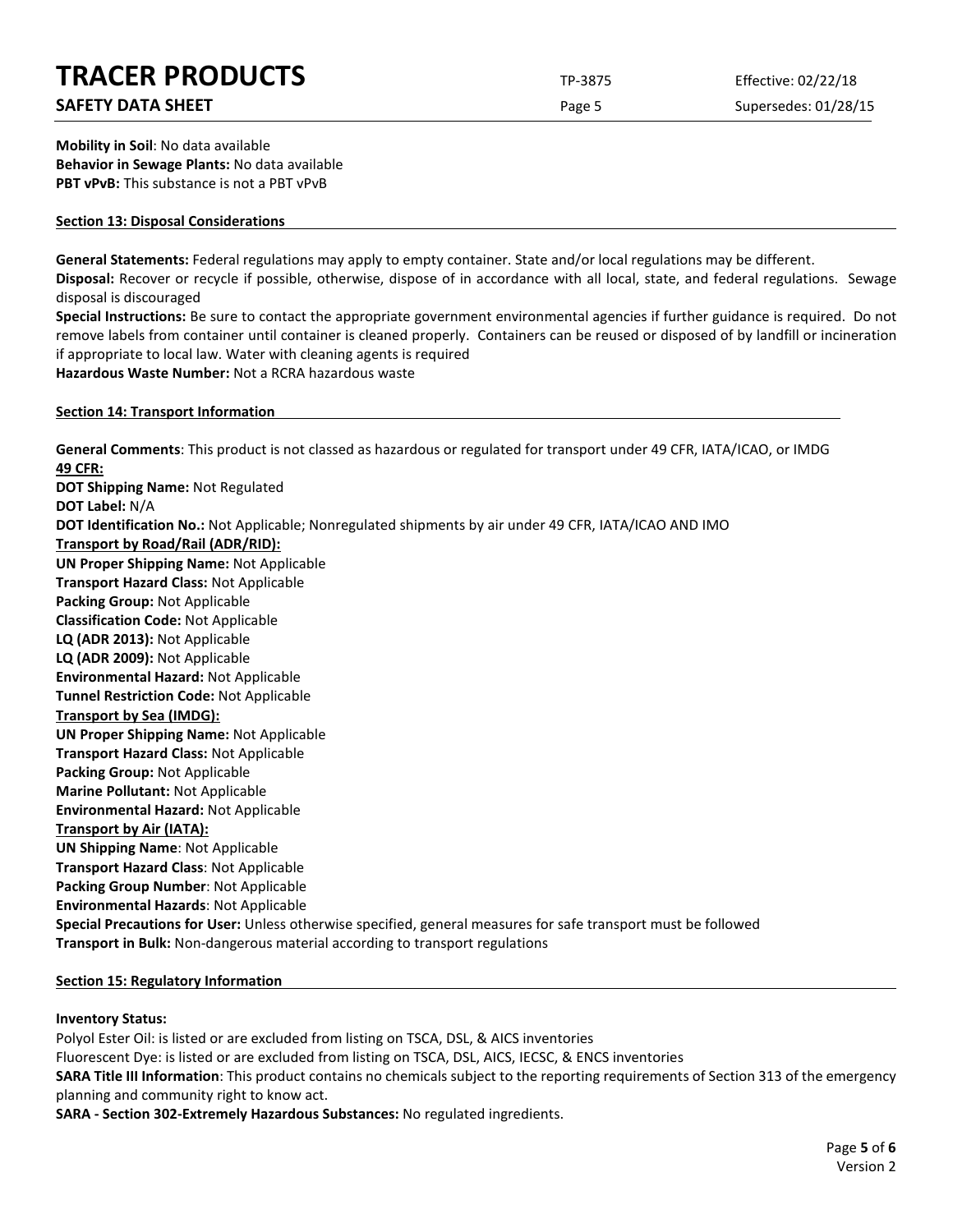**Mobility in Soil**: No data available
**Behavior in Sewage Plants:** No data available
**PBT vPvB:** This substance is not a PBT vPvB

## Section 13: Disposal Considerations

**General Statements:** Federal regulations may apply to empty container. State and/or local regulations may be different.
**Disposal:** Recover or recycle if possible, otherwise, dispose of in accordance with all local, state, and federal regulations. Sewage disposal is discouraged
**Special Instructions:** Be sure to contact the appropriate government environmental agencies if further guidance is required. Do not remove labels from container until container is cleaned properly. Containers can be reused or disposed of by landfill or incineration if appropriate to local law. Water with cleaning agents is required
**Hazardous Waste Number:** Not a RCRA hazardous waste

## Section 14: Transport Information

**General Comments**: This product is not classed as hazardous or regulated for transport under 49 CFR, IATA/ICAO, or IMDG

**49 CFR:**

**DOT Shipping Name:** Not Regulated
**DOT Label:** N/A
**DOT Identification No.:** Not Applicable; Nonregulated shipments by air under 49 CFR, IATA/ICAO AND IMO

**Transport by Road/Rail (ADR/RID):**

**UN Proper Shipping Name:** Not Applicable
**Transport Hazard Class:** Not Applicable
**Packing Group:** Not Applicable
**Classification Code:** Not Applicable
**LQ (ADR 2013):** Not Applicable
**LQ (ADR 2009):** Not Applicable
**Environmental Hazard:** Not Applicable
**Tunnel Restriction Code:** Not Applicable

**Transport by Sea (IMDG):**

**UN Proper Shipping Name:** Not Applicable
**Transport Hazard Class:** Not Applicable
**Packing Group:** Not Applicable
**Marine Pollutant:** Not Applicable
**Environmental Hazard:** Not Applicable

**Transport by Air (IATA):**

**UN Shipping Name**: Not Applicable
**Transport Hazard Class**: Not Applicable
**Packing Group Number**: Not Applicable
**Environmental Hazards**: Not Applicable
**Special Precautions for User:** Unless otherwise specified, general measures for safe transport must be followed
**Transport in Bulk:** Non-dangerous material according to transport regulations

## Section 15: Regulatory Information

**Inventory Status:**

Polyol Ester Oil: is listed or are excluded from listing on TSCA, DSL, & AICS inventories
Fluorescent Dye: is listed or are excluded from listing on TSCA, DSL, AICS, IECSC, & ENCS inventories
**SARA Title III Information**: This product contains no chemicals subject to the reporting requirements of Section 313 of the emergency planning and community right to know act.
**SARA - Section 302-Extremely Hazardous Substances:** No regulated ingredients.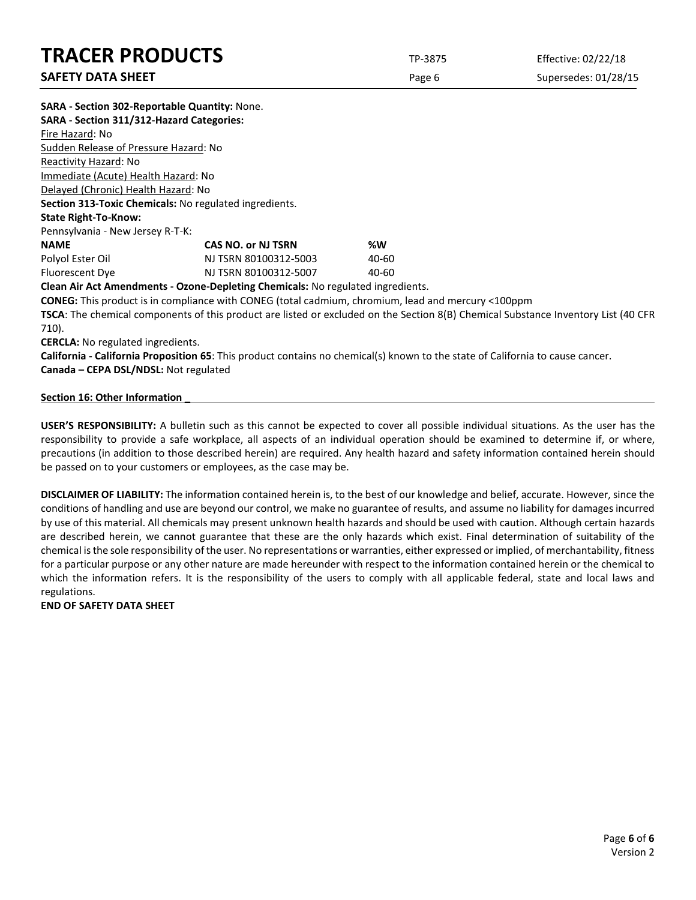**SARA - Section 302-Reportable Quantity:** None.

**SARA - Section 311/312-Hazard Categories:**

Fire Hazard: No

Sudden Release of Pressure Hazard: No

Reactivity Hazard: No

Immediate (Acute) Health Hazard: No

Delayed (Chronic) Health Hazard: No

**Section 313-Toxic Chemicals:** No regulated ingredients.

**State Right-To-Know:**

Pennsylvania - New Jersey R-T-K:

| NAME | CAS NO. or NJ TSRN | %W |
|---|---|---|
| Polyol Ester Oil | NJ TSRN 80100312-5003 | 40-60 |
| Fluorescent Dye | NJ TSRN 80100312-5007 | 40-60 |

**Clean Air Act Amendments - Ozone-Depleting Chemicals:** No regulated ingredients.

**CONEG:** This product is in compliance with CONEG (total cadmium, chromium, lead and mercury <100ppm

**TSCA**: The chemical components of this product are listed or excluded on the Section 8(B) Chemical Substance Inventory List (40 CFR 710).

**CERCLA:** No regulated ingredients.

**California - California Proposition 65**: This product contains no chemical(s) known to the state of California to cause cancer.

**Canada – CEPA DSL/NDSL:** Not regulated

## Section 16: Other Information

**USER'S RESPONSIBILITY:** A bulletin such as this cannot be expected to cover all possible individual situations. As the user has the responsibility to provide a safe workplace, all aspects of an individual operation should be examined to determine if, or where, precautions (in addition to those described herein) are required. Any health hazard and safety information contained herein should be passed on to your customers or employees, as the case may be.

**DISCLAIMER OF LIABILITY:** The information contained herein is, to the best of our knowledge and belief, accurate. However, since the conditions of handling and use are beyond our control, we make no guarantee of results, and assume no liability for damages incurred by use of this material. All chemicals may present unknown health hazards and should be used with caution. Although certain hazards are described herein, we cannot guarantee that these are the only hazards which exist. Final determination of suitability of the chemical is the sole responsibility of the user. No representations or warranties, either expressed or implied, of merchantability, fitness for a particular purpose or any other nature are made hereunder with respect to the information contained herein or the chemical to which the information refers. It is the responsibility of the users to comply with all applicable federal, state and local laws and regulations.

**END OF SAFETY DATA SHEET**